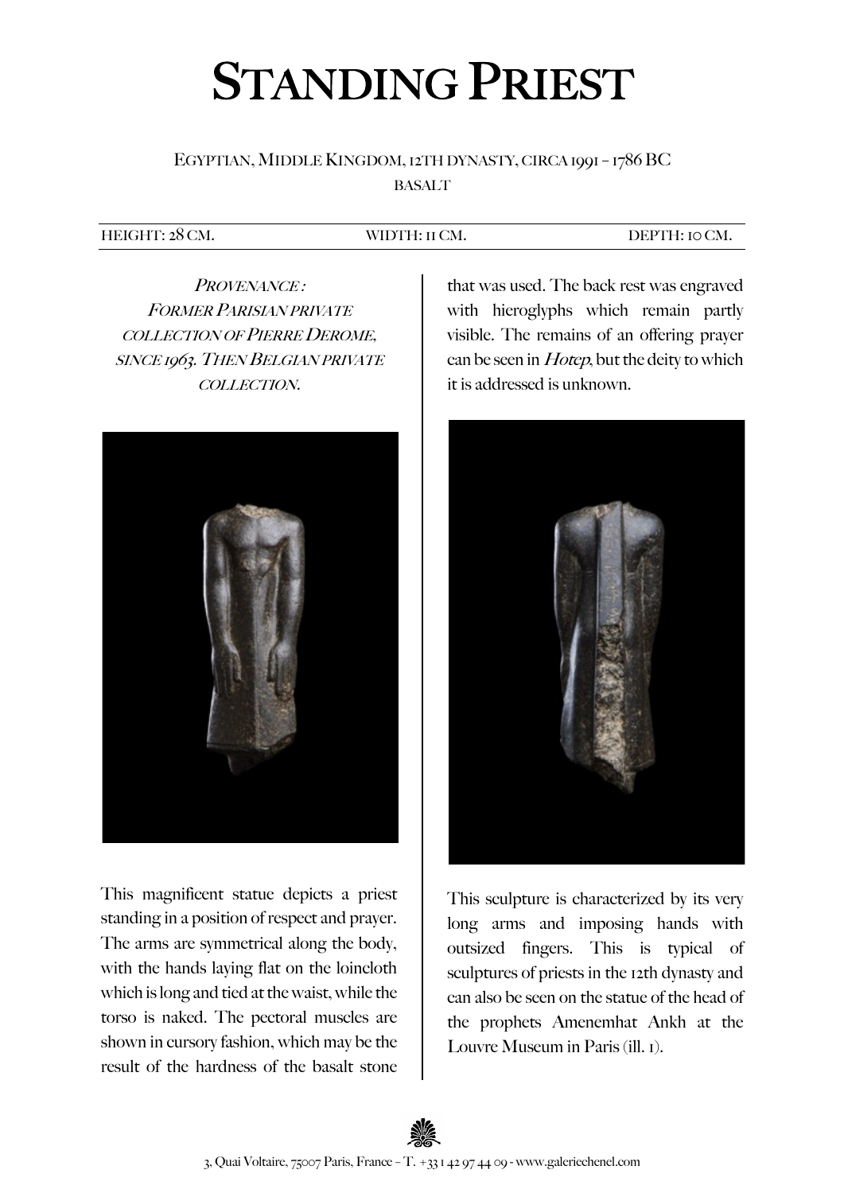# Standing Priest

Egyptian, Middle Kingdom, 12th dynasty, circa 1991 – 1786 BC

Basalt

| Height: 28 cm. | Width: 11 cm. | Depth: 10 cm. |
|---|---|---|

*Provenance :*
*Former Parisian private collection of Pierre Derome, since 1963. Then Belgian private collection.*

This magnificent statue depicts a priest standing in a position of respect and prayer. The arms are symmetrical along the body, with the hands laying flat on the loincloth which is long and tied at the waist, while the torso is naked. The pectoral muscles are shown in cursory fashion, which may be the result of the hardness of the basalt stone that was used. The back rest was engraved with hieroglyphs which remain partly visible. The remains of an offering prayer can be seen in *Hotep*, but the deity to which it is addressed is unknown.

This sculpture is characterized by its very long arms and imposing hands with outsized fingers. This is typical of sculptures of priests in the 12th dynasty and can also be seen on the statue of the head of the prophets Amenemhat Ankh at the Louvre Museum in Paris (ill. 1).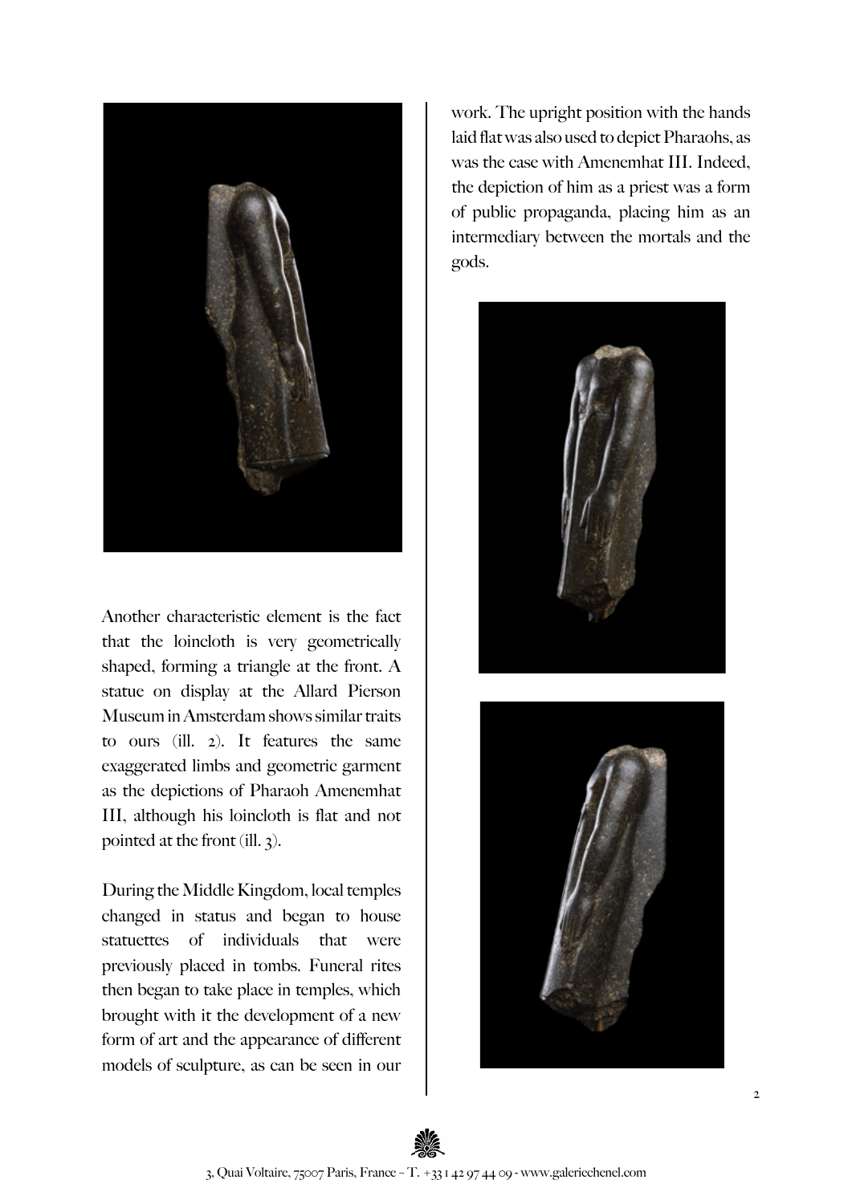Another characteristic element is the fact that the loincloth is very geometrically shaped, forming a triangle at the front. A statue on display at the Allard Pierson Museum in Amsterdam shows similar traits to ours (ill. 2). It features the same exaggerated limbs and geometric garment as the depictions of Pharaoh Amenemhat III, although his loincloth is flat and not pointed at the front (ill. 3).

During the Middle Kingdom, local temples changed in status and began to house statuettes of individuals that were previously placed in tombs. Funeral rites then began to take place in temples, which brought with it the development of a new form of art and the appearance of different models of sculpture, as can be seen in our work. The upright position with the hands laid flat was also used to depict Pharaohs, as was the case with Amenemhat III. Indeed, the depiction of him as a priest was a form of public propaganda, placing him as an intermediary between the mortals and the gods.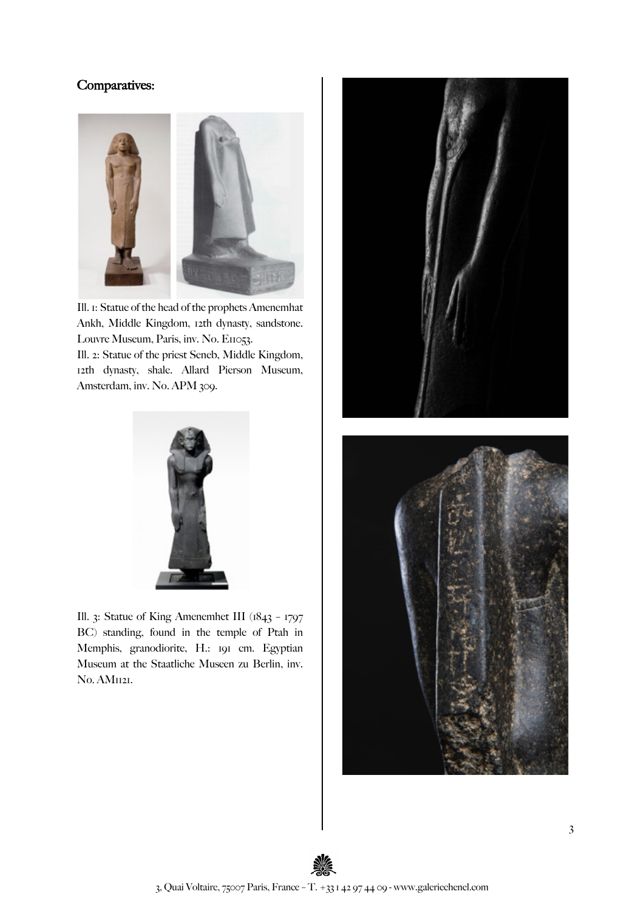## Comparatives:

Ill. 1: Statue of the head of the prophets Amenemhat Ankh, Middle Kingdom, 12th dynasty, sandstone. Louvre Museum, Paris, inv. No. E11053.

Ill. 2: Statue of the priest Seneb, Middle Kingdom, 12th dynasty, shale. Allard Pierson Museum, Amsterdam, inv. No. APM 309.

Ill. 3: Statue of King Amenemhet III (1843 – 1797 BC) standing, found in the temple of Ptah in Memphis, granodiorite, H.: 191 cm. Egyptian Museum at the Staatliche Museen zu Berlin, inv. No. AM1121.